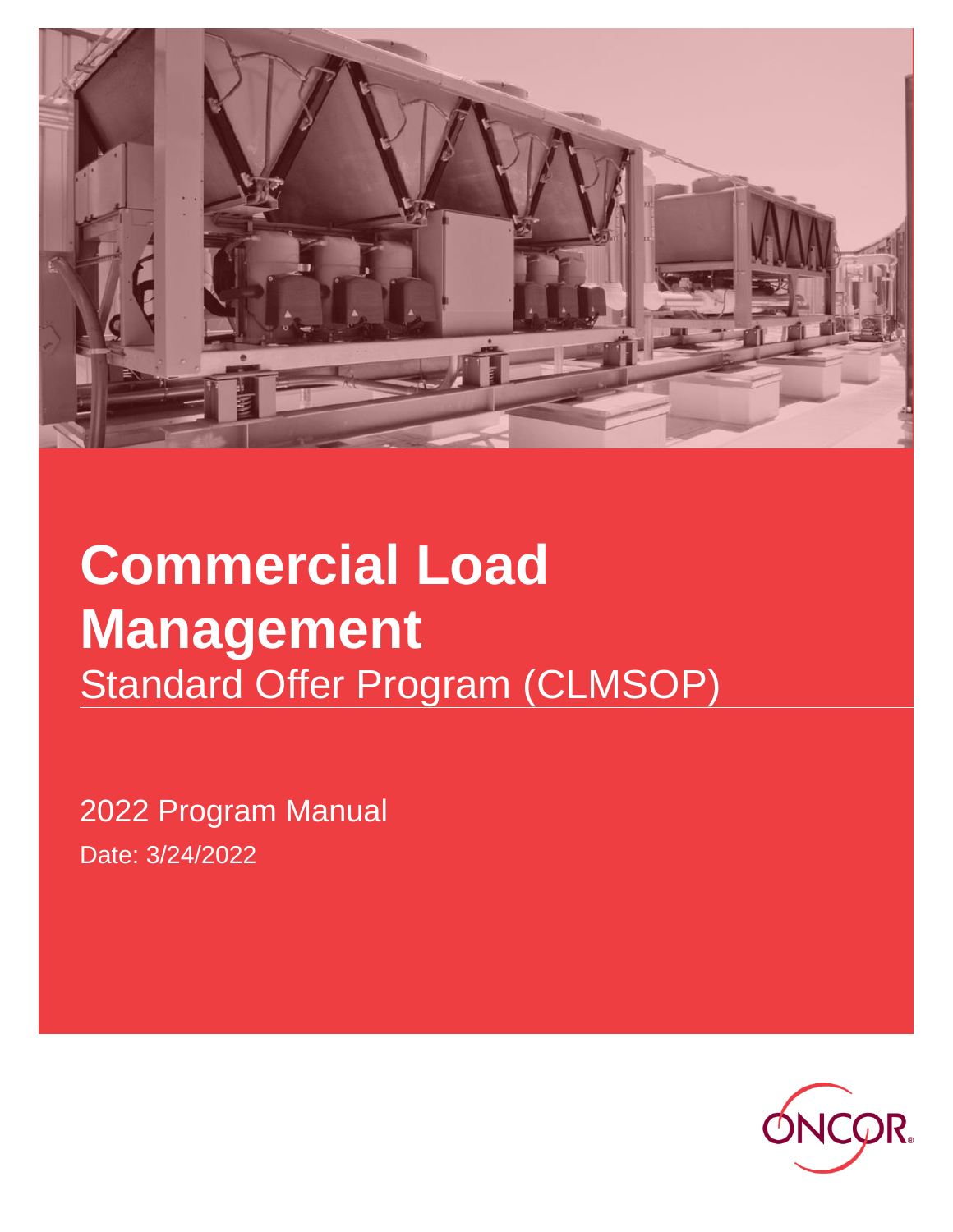# Commercial Load Management

## Standard Offer Program (CLMSOP)

2022 Program Manual

Date: 3/24/2022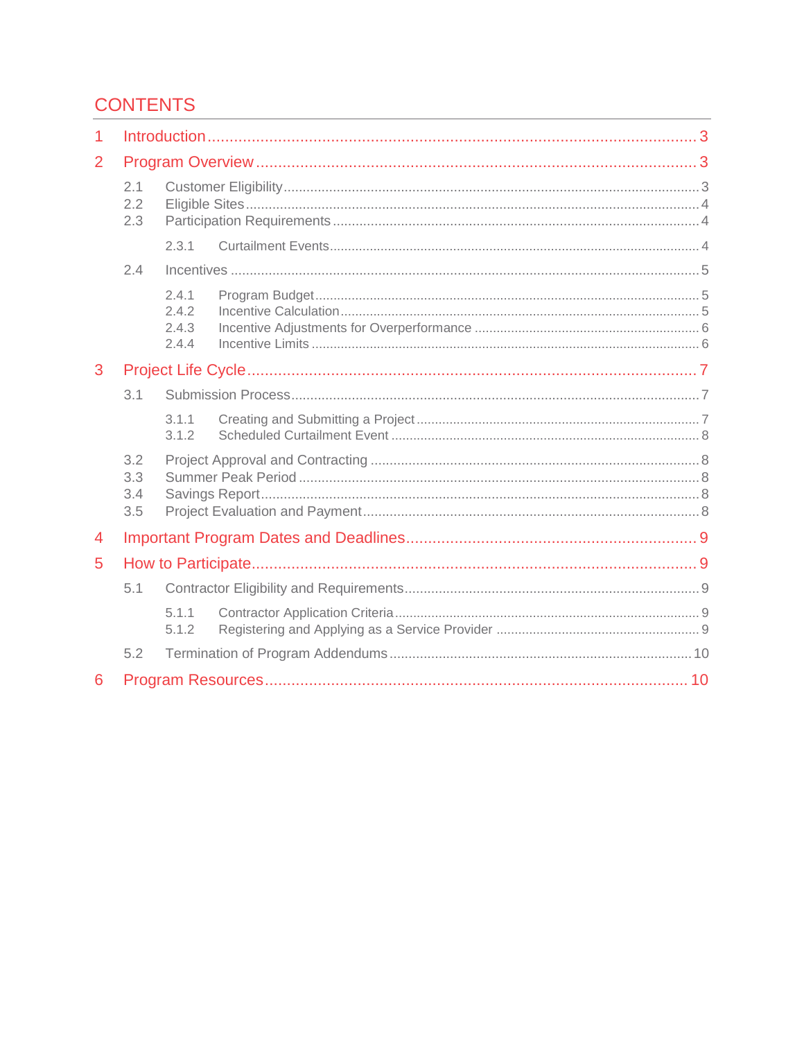# CONTENTS

1 Introduction ... 3

2 Program Overview ... 3

- 2.1 Customer Eligibility ... 3
- 2.2 Eligible Sites ... 4
- 2.3 Participation Requirements ... 4
  - 2.3.1 Curtailment Events ... 4
- 2.4 Incentives ... 5
  - 2.4.1 Program Budget ... 5
  - 2.4.2 Incentive Calculation ... 5
  - 2.4.3 Incentive Adjustments for Overperformance ... 6
  - 2.4.4 Incentive Limits ... 6

3 Project Life Cycle ... 7

- 3.1 Submission Process ... 7
  - 3.1.1 Creating and Submitting a Project ... 7
  - 3.1.2 Scheduled Curtailment Event ... 8
- 3.2 Project Approval and Contracting ... 8
- 3.3 Summer Peak Period ... 8
- 3.4 Savings Report ... 8
- 3.5 Project Evaluation and Payment ... 8

4 Important Program Dates and Deadlines ... 9

5 How to Participate ... 9

- 5.1 Contractor Eligibility and Requirements ... 9
  - 5.1.1 Contractor Application Criteria ... 9
  - 5.1.2 Registering and Applying as a Service Provider ... 9
- 5.2 Termination of Program Addendums ... 10

6 Program Resources ... 10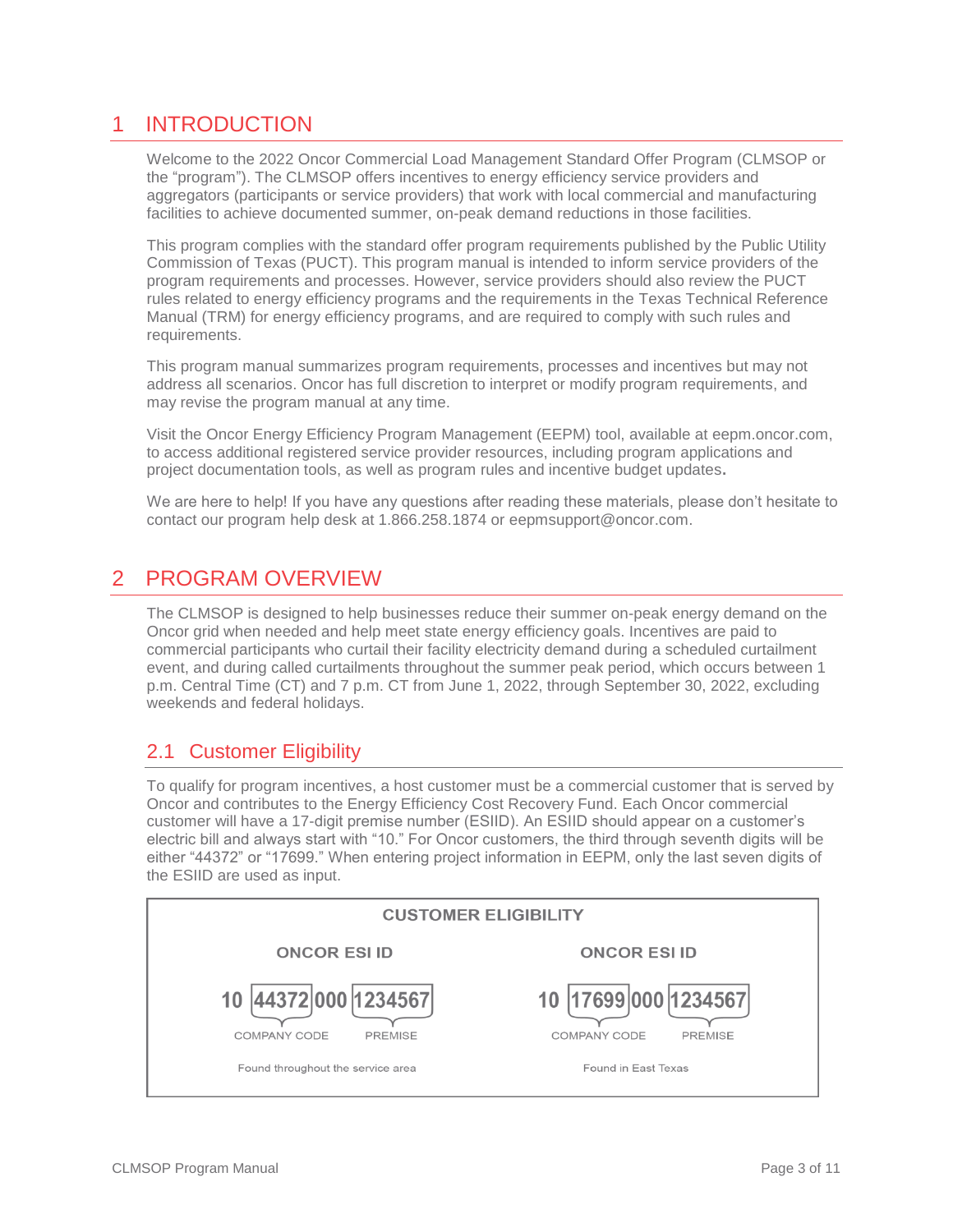# 1 INTRODUCTION

Welcome to the 2022 Oncor Commercial Load Management Standard Offer Program (CLMSOP or the "program"). The CLMSOP offers incentives to energy efficiency service providers and aggregators (participants or service providers) that work with local commercial and manufacturing facilities to achieve documented summer, on-peak demand reductions in those facilities.

This program complies with the standard offer program requirements published by the Public Utility Commission of Texas (PUCT). This program manual is intended to inform service providers of the program requirements and processes. However, service providers should also review the PUCT rules related to energy efficiency programs and the requirements in the Texas Technical Reference Manual (TRM) for energy efficiency programs, and are required to comply with such rules and requirements.

This program manual summarizes program requirements, processes and incentives but may not address all scenarios. Oncor has full discretion to interpret or modify program requirements, and may revise the program manual at any time.

Visit the Oncor Energy Efficiency Program Management (EEPM) tool, available at eepm.oncor.com, to access additional registered service provider resources, including program applications and project documentation tools, as well as program rules and incentive budget updates**.**

We are here to help! If you have any questions after reading these materials, please don't hesitate to contact our program help desk at 1.866.258.1874 or eepmsupport@oncor.com.

# 2 PROGRAM OVERVIEW

The CLMSOP is designed to help businesses reduce their summer on-peak energy demand on the Oncor grid when needed and help meet state energy efficiency goals. Incentives are paid to commercial participants who curtail their facility electricity demand during a scheduled curtailment event, and during called curtailments throughout the summer peak period, which occurs between 1 p.m. Central Time (CT) and 7 p.m. CT from June 1, 2022, through September 30, 2022, excluding weekends and federal holidays.

## 2.1 Customer Eligibility

To qualify for program incentives, a host customer must be a commercial customer that is served by Oncor and contributes to the Energy Efficiency Cost Recovery Fund. Each Oncor commercial customer will have a 17-digit premise number (ESIID). An ESIID should appear on a customer's electric bill and always start with "10." For Oncor customers, the third through seventh digits will be either "44372" or "17699." When entering project information in EEPM, only the last seven digits of the ESIID are used as input.

**CUSTOMER ELIGIBILITY**

| ONCOR ESI ID | ONCOR ESI ID |
|---|---|
| 10 [44372] 000 [1234567] | 10 [17699] 000 [1234567] |
| 44372 = COMPANY CODE; 1234567 = PREMISE | 17699 = COMPANY CODE; 1234567 = PREMISE |
| Found throughout the service area | Found in East Texas |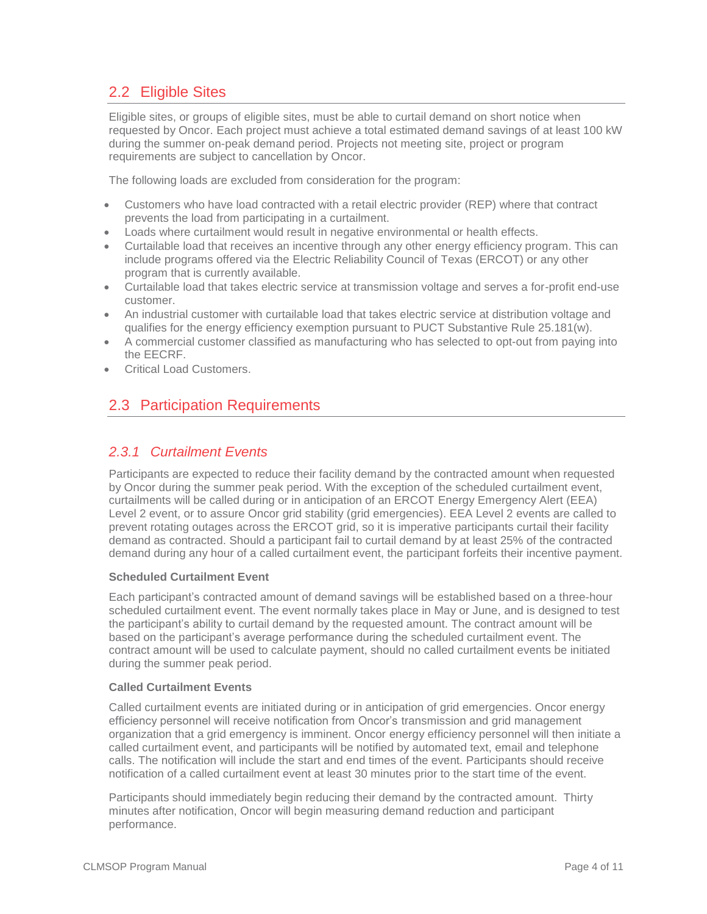## 2.2 Eligible Sites

Eligible sites, or groups of eligible sites, must be able to curtail demand on short notice when requested by Oncor. Each project must achieve a total estimated demand savings of at least 100 kW during the summer on-peak demand period. Projects not meeting site, project or program requirements are subject to cancellation by Oncor.

The following loads are excluded from consideration for the program:

- Customers who have load contracted with a retail electric provider (REP) where that contract prevents the load from participating in a curtailment.
- Loads where curtailment would result in negative environmental or health effects.
- Curtailable load that receives an incentive through any other energy efficiency program. This can include programs offered via the Electric Reliability Council of Texas (ERCOT) or any other program that is currently available.
- Curtailable load that takes electric service at transmission voltage and serves a for-profit end-use customer.
- An industrial customer with curtailable load that takes electric service at distribution voltage and qualifies for the energy efficiency exemption pursuant to PUCT Substantive Rule 25.181(w).
- A commercial customer classified as manufacturing who has selected to opt-out from paying into the EECRF.
- Critical Load Customers.

## 2.3 Participation Requirements

### *2.3.1 Curtailment Events*

Participants are expected to reduce their facility demand by the contracted amount when requested by Oncor during the summer peak period. With the exception of the scheduled curtailment event, curtailments will be called during or in anticipation of an ERCOT Energy Emergency Alert (EEA) Level 2 event, or to assure Oncor grid stability (grid emergencies). EEA Level 2 events are called to prevent rotating outages across the ERCOT grid, so it is imperative participants curtail their facility demand as contracted. Should a participant fail to curtail demand by at least 25% of the contracted demand during any hour of a called curtailment event, the participant forfeits their incentive payment.

**Scheduled Curtailment Event**

Each participant's contracted amount of demand savings will be established based on a three-hour scheduled curtailment event. The event normally takes place in May or June, and is designed to test the participant's ability to curtail demand by the requested amount. The contract amount will be based on the participant's average performance during the scheduled curtailment event. The contract amount will be used to calculate payment, should no called curtailment events be initiated during the summer peak period.

**Called Curtailment Events**

Called curtailment events are initiated during or in anticipation of grid emergencies. Oncor energy efficiency personnel will receive notification from Oncor's transmission and grid management organization that a grid emergency is imminent. Oncor energy efficiency personnel will then initiate a called curtailment event, and participants will be notified by automated text, email and telephone calls. The notification will include the start and end times of the event. Participants should receive notification of a called curtailment event at least 30 minutes prior to the start time of the event.

Participants should immediately begin reducing their demand by the contracted amount. Thirty minutes after notification, Oncor will begin measuring demand reduction and participant performance.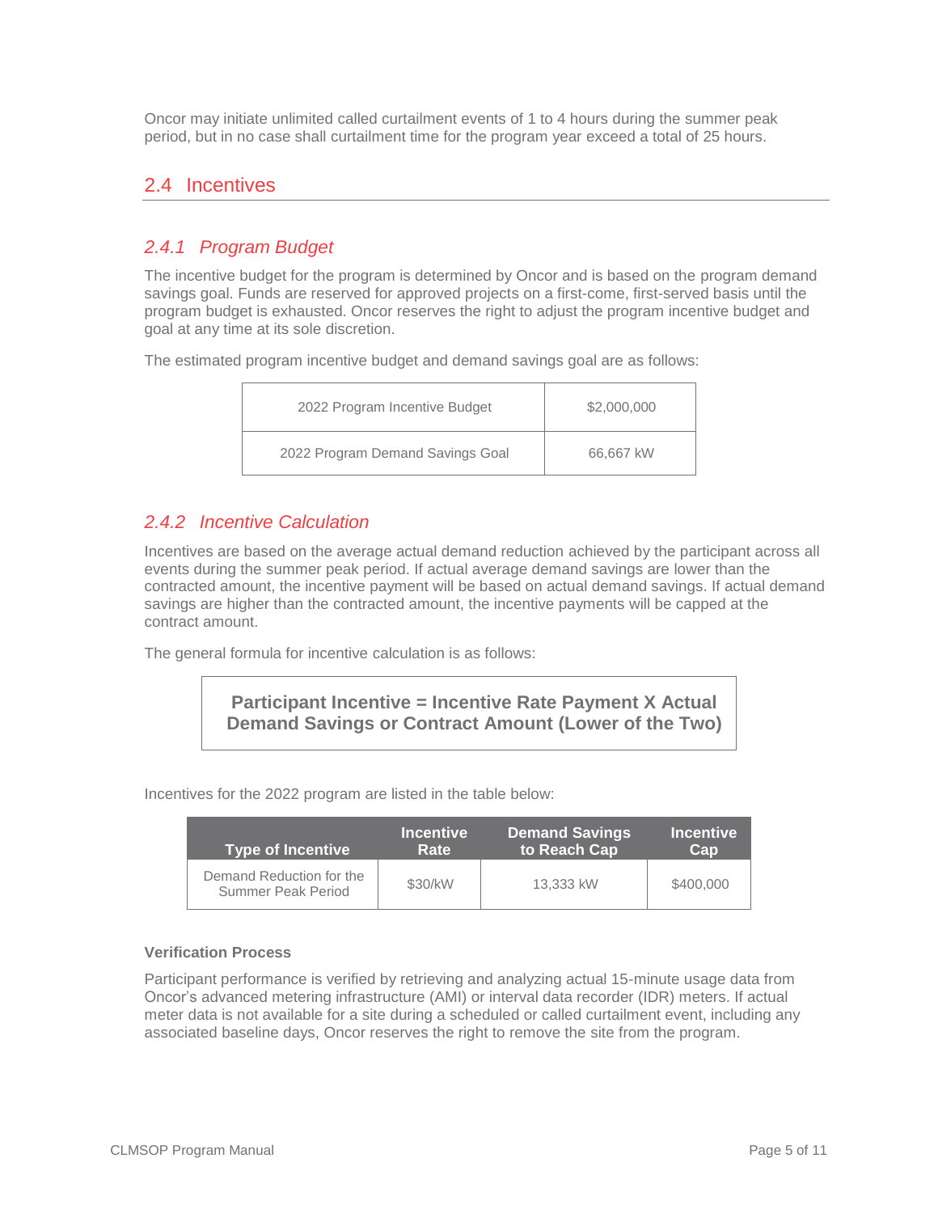Oncor may initiate unlimited called curtailment events of 1 to 4 hours during the summer peak period, but in no case shall curtailment time for the program year exceed a total of 25 hours.

## 2.4 Incentives

### *2.4.1 Program Budget*

The incentive budget for the program is determined by Oncor and is based on the program demand savings goal. Funds are reserved for approved projects on a first-come, first-served basis until the program budget is exhausted. Oncor reserves the right to adjust the program incentive budget and goal at any time at its sole discretion.

The estimated program incentive budget and demand savings goal are as follows:

| | |
|---|---|
| 2022 Program Incentive Budget | $2,000,000 |
| 2022 Program Demand Savings Goal | 66,667 kW |

### *2.4.2 Incentive Calculation*

Incentives are based on the average actual demand reduction achieved by the participant across all events during the summer peak period. If actual average demand savings are lower than the contracted amount, the incentive payment will be based on actual demand savings. If actual demand savings are higher than the contracted amount, the incentive payments will be capped at the contract amount.

The general formula for incentive calculation is as follows:

**Participant Incentive = Incentive Rate Payment X Actual Demand Savings or Contract Amount (Lower of the Two)**

Incentives for the 2022 program are listed in the table below:

| Type of Incentive | Incentive Rate | Demand Savings to Reach Cap | Incentive Cap |
|---|---|---|---|
| Demand Reduction for the Summer Peak Period | $30/kW | 13,333 kW | $400,000 |

**Verification Process**

Participant performance is verified by retrieving and analyzing actual 15-minute usage data from Oncor's advanced metering infrastructure (AMI) or interval data recorder (IDR) meters. If actual meter data is not available for a site during a scheduled or called curtailment event, including any associated baseline days, Oncor reserves the right to remove the site from the program.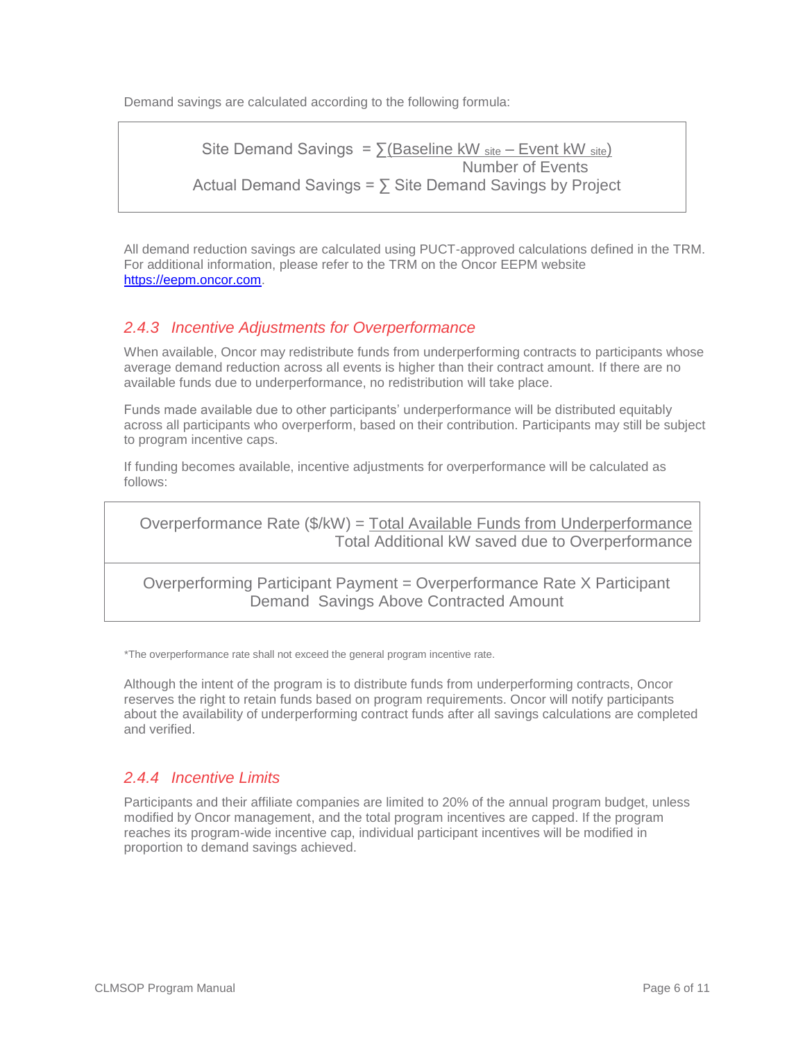Demand savings are calculated according to the following formula:

$$\text{Site Demand Savings} = \frac{\sum(\text{Baseline kW}_{\text{site}} - \text{Event kW}_{\text{site}})}{\text{Number of Events}}$$

$$\text{Actual Demand Savings} = \sum \text{Site Demand Savings by Project}$$

All demand reduction savings are calculated using PUCT-approved calculations defined in the TRM. For additional information, please refer to the TRM on the Oncor EEPM website https://eepm.oncor.com.

### 2.4.3 Incentive Adjustments for Overperformance

When available, Oncor may redistribute funds from underperforming contracts to participants whose average demand reduction across all events is higher than their contract amount. If there are no available funds due to underperformance, no redistribution will take place.

Funds made available due to other participants' underperformance will be distributed equitably across all participants who overperform, based on their contribution. Participants may still be subject to program incentive caps.

If funding becomes available, incentive adjustments for overperformance will be calculated as follows:

$$\text{Overperformance Rate (\$/kW)} = \frac{\text{Total Available Funds from Underperformance}}{\text{Total Additional kW saved due to Overperformance}}$$

$$\text{Overperforming Participant Payment} = \text{Overperformance Rate} \times \text{Participant Demand Savings Above Contracted Amount}$$

*The overperformance rate shall not exceed the general program incentive rate.

Although the intent of the program is to distribute funds from underperforming contracts, Oncor reserves the right to retain funds based on program requirements. Oncor will notify participants about the availability of underperforming contract funds after all savings calculations are completed and verified.

### 2.4.4 Incentive Limits

Participants and their affiliate companies are limited to 20% of the annual program budget, unless modified by Oncor management, and the total program incentives are capped. If the program reaches its program-wide incentive cap, individual participant incentives will be modified in proportion to demand savings achieved.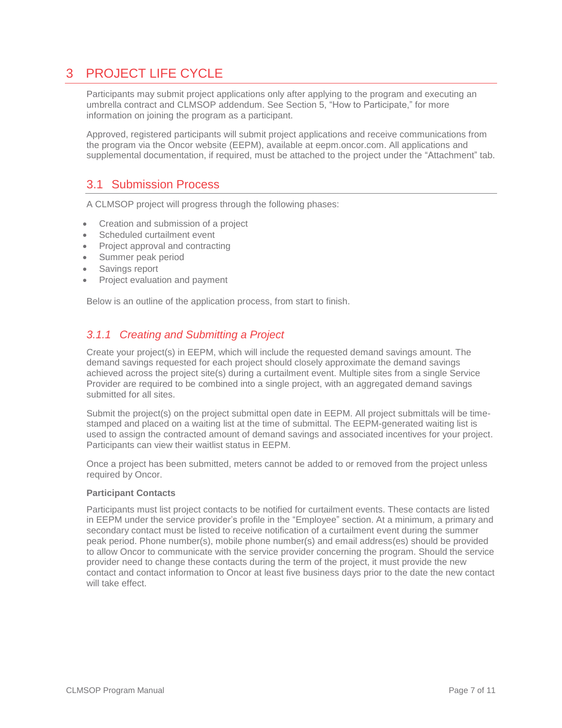# 3 PROJECT LIFE CYCLE

Participants may submit project applications only after applying to the program and executing an umbrella contract and CLMSOP addendum. See Section 5, “How to Participate,” for more information on joining the program as a participant.

Approved, registered participants will submit project applications and receive communications from the program via the Oncor website (EEPM), available at eepm.oncor.com. All applications and supplemental documentation, if required, must be attached to the project under the “Attachment” tab.

## 3.1 Submission Process

A CLMSOP project will progress through the following phases:

- Creation and submission of a project
- Scheduled curtailment event
- Project approval and contracting
- Summer peak period
- Savings report
- Project evaluation and payment

Below is an outline of the application process, from start to finish.

### *3.1.1 Creating and Submitting a Project*

Create your project(s) in EEPM, which will include the requested demand savings amount. The demand savings requested for each project should closely approximate the demand savings achieved across the project site(s) during a curtailment event. Multiple sites from a single Service Provider are required to be combined into a single project, with an aggregated demand savings submitted for all sites.

Submit the project(s) on the project submittal open date in EEPM. All project submittals will be time-stamped and placed on a waiting list at the time of submittal. The EEPM-generated waiting list is used to assign the contracted amount of demand savings and associated incentives for your project. Participants can view their waitlist status in EEPM.

Once a project has been submitted, meters cannot be added to or removed from the project unless required by Oncor.

**Participant Contacts**

Participants must list project contacts to be notified for curtailment events. These contacts are listed in EEPM under the service provider’s profile in the “Employee” section. At a minimum, a primary and secondary contact must be listed to receive notification of a curtailment event during the summer peak period. Phone number(s), mobile phone number(s) and email address(es) should be provided to allow Oncor to communicate with the service provider concerning the program. Should the service provider need to change these contacts during the term of the project, it must provide the new contact and contact information to Oncor at least five business days prior to the date the new contact will take effect.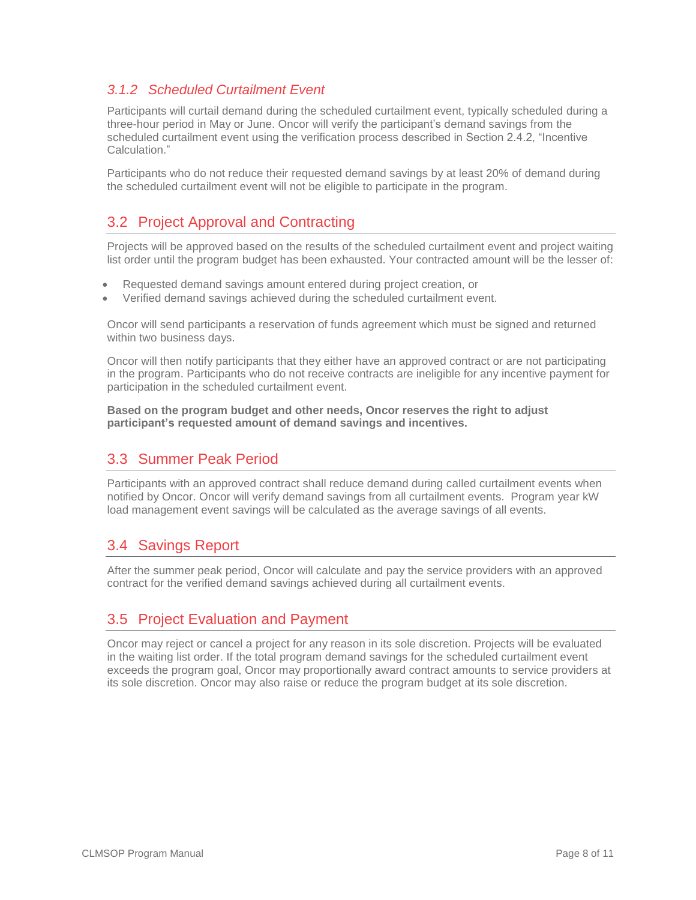### *3.1.2 Scheduled Curtailment Event*

Participants will curtail demand during the scheduled curtailment event, typically scheduled during a three-hour period in May or June. Oncor will verify the participant's demand savings from the scheduled curtailment event using the verification process described in Section 2.4.2, "Incentive Calculation."

Participants who do not reduce their requested demand savings by at least 20% of demand during the scheduled curtailment event will not be eligible to participate in the program.

## 3.2 Project Approval and Contracting

Projects will be approved based on the results of the scheduled curtailment event and project waiting list order until the program budget has been exhausted. Your contracted amount will be the lesser of:

- Requested demand savings amount entered during project creation, or
- Verified demand savings achieved during the scheduled curtailment event.

Oncor will send participants a reservation of funds agreement which must be signed and returned within two business days.

Oncor will then notify participants that they either have an approved contract or are not participating in the program. Participants who do not receive contracts are ineligible for any incentive payment for participation in the scheduled curtailment event.

**Based on the program budget and other needs, Oncor reserves the right to adjust participant's requested amount of demand savings and incentives.**

## 3.3 Summer Peak Period

Participants with an approved contract shall reduce demand during called curtailment events when notified by Oncor. Oncor will verify demand savings from all curtailment events. Program year kW load management event savings will be calculated as the average savings of all events.

## 3.4 Savings Report

After the summer peak period, Oncor will calculate and pay the service providers with an approved contract for the verified demand savings achieved during all curtailment events.

## 3.5 Project Evaluation and Payment

Oncor may reject or cancel a project for any reason in its sole discretion. Projects will be evaluated in the waiting list order. If the total program demand savings for the scheduled curtailment event exceeds the program goal, Oncor may proportionally award contract amounts to service providers at its sole discretion. Oncor may also raise or reduce the program budget at its sole discretion.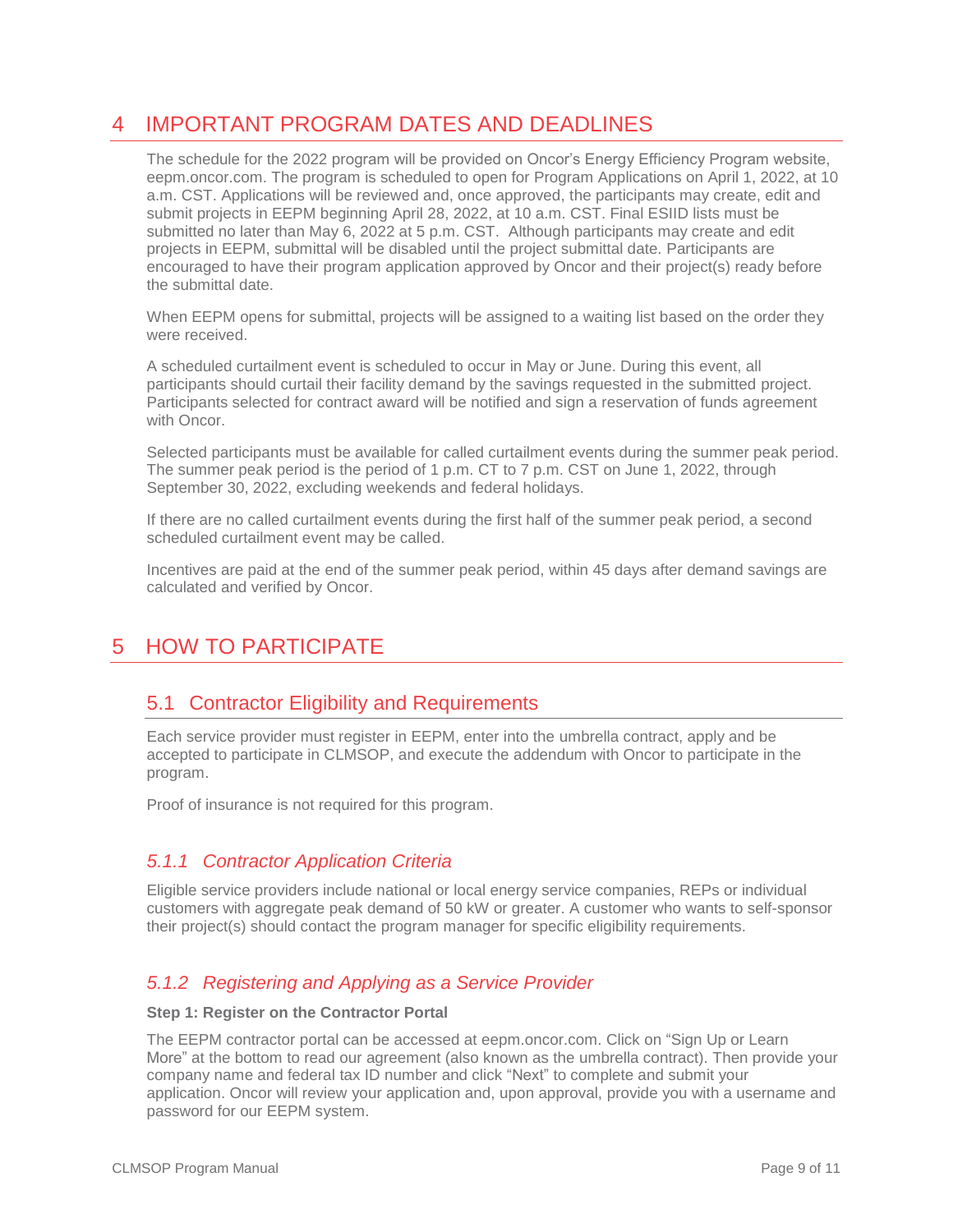# 4 IMPORTANT PROGRAM DATES AND DEADLINES

The schedule for the 2022 program will be provided on Oncor's Energy Efficiency Program website, eepm.oncor.com. The program is scheduled to open for Program Applications on April 1, 2022, at 10 a.m. CST. Applications will be reviewed and, once approved, the participants may create, edit and submit projects in EEPM beginning April 28, 2022, at 10 a.m. CST. Final ESIID lists must be submitted no later than May 6, 2022 at 5 p.m. CST. Although participants may create and edit projects in EEPM, submittal will be disabled until the project submittal date. Participants are encouraged to have their program application approved by Oncor and their project(s) ready before the submittal date.

When EEPM opens for submittal, projects will be assigned to a waiting list based on the order they were received.

A scheduled curtailment event is scheduled to occur in May or June. During this event, all participants should curtail their facility demand by the savings requested in the submitted project. Participants selected for contract award will be notified and sign a reservation of funds agreement with Oncor.

Selected participants must be available for called curtailment events during the summer peak period. The summer peak period is the period of 1 p.m. CT to 7 p.m. CST on June 1, 2022, through September 30, 2022, excluding weekends and federal holidays.

If there are no called curtailment events during the first half of the summer peak period, a second scheduled curtailment event may be called.

Incentives are paid at the end of the summer peak period, within 45 days after demand savings are calculated and verified by Oncor.

# 5 HOW TO PARTICIPATE

## 5.1 Contractor Eligibility and Requirements

Each service provider must register in EEPM, enter into the umbrella contract, apply and be accepted to participate in CLMSOP, and execute the addendum with Oncor to participate in the program.

Proof of insurance is not required for this program.

### *5.1.1 Contractor Application Criteria*

Eligible service providers include national or local energy service companies, REPs or individual customers with aggregate peak demand of 50 kW or greater. A customer who wants to self-sponsor their project(s) should contact the program manager for specific eligibility requirements.

### *5.1.2 Registering and Applying as a Service Provider*

**Step 1: Register on the Contractor Portal**

The EEPM contractor portal can be accessed at eepm.oncor.com. Click on "Sign Up or Learn More" at the bottom to read our agreement (also known as the umbrella contract). Then provide your company name and federal tax ID number and click "Next" to complete and submit your application. Oncor will review your application and, upon approval, provide you with a username and password for our EEPM system.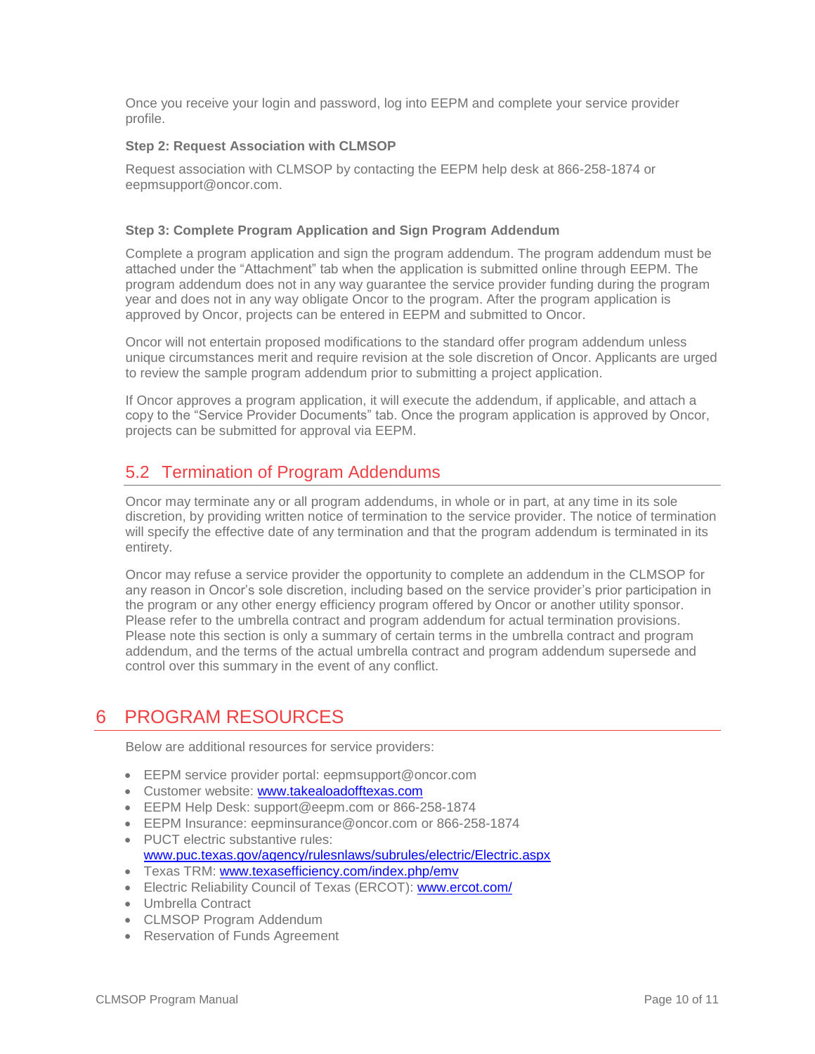Once you receive your login and password, log into EEPM and complete your service provider profile.

**Step 2: Request Association with CLMSOP**

Request association with CLMSOP by contacting the EEPM help desk at 866-258-1874 or eepmsupport@oncor.com.

**Step 3: Complete Program Application and Sign Program Addendum**

Complete a program application and sign the program addendum. The program addendum must be attached under the "Attachment" tab when the application is submitted online through EEPM. The program addendum does not in any way guarantee the service provider funding during the program year and does not in any way obligate Oncor to the program. After the program application is approved by Oncor, projects can be entered in EEPM and submitted to Oncor.

Oncor will not entertain proposed modifications to the standard offer program addendum unless unique circumstances merit and require revision at the sole discretion of Oncor. Applicants are urged to review the sample program addendum prior to submitting a project application.

If Oncor approves a program application, it will execute the addendum, if applicable, and attach a copy to the "Service Provider Documents" tab. Once the program application is approved by Oncor, projects can be submitted for approval via EEPM.

## 5.2 Termination of Program Addendums

Oncor may terminate any or all program addendums, in whole or in part, at any time in its sole discretion, by providing written notice of termination to the service provider. The notice of termination will specify the effective date of any termination and that the program addendum is terminated in its entirety.

Oncor may refuse a service provider the opportunity to complete an addendum in the CLMSOP for any reason in Oncor's sole discretion, including based on the service provider's prior participation in the program or any other energy efficiency program offered by Oncor or another utility sponsor. Please refer to the umbrella contract and program addendum for actual termination provisions. Please note this section is only a summary of certain terms in the umbrella contract and program addendum, and the terms of the actual umbrella contract and program addendum supersede and control over this summary in the event of any conflict.

# 6 PROGRAM RESOURCES

Below are additional resources for service providers:

- EEPM service provider portal: eepmsupport@oncor.com
- Customer website: www.takealoadofftexas.com
- EEPM Help Desk: support@eepm.com or 866-258-1874
- EEPM Insurance: eepminsurance@oncor.com or 866-258-1874
- PUCT electric substantive rules: www.puc.texas.gov/agency/rulesnlaws/subrules/electric/Electric.aspx
- Texas TRM: www.texasefficiency.com/index.php/emv
- Electric Reliability Council of Texas (ERCOT): www.ercot.com/
- Umbrella Contract
- CLMSOP Program Addendum
- Reservation of Funds Agreement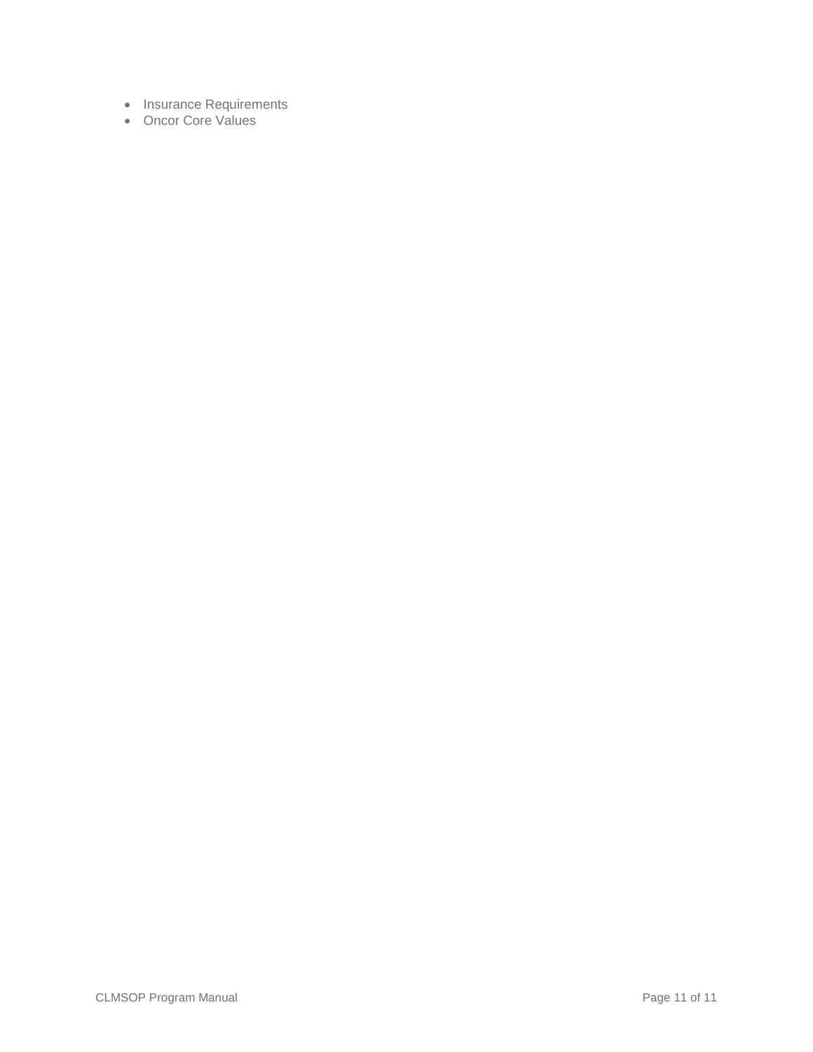- Insurance Requirements
- Oncor Core Values